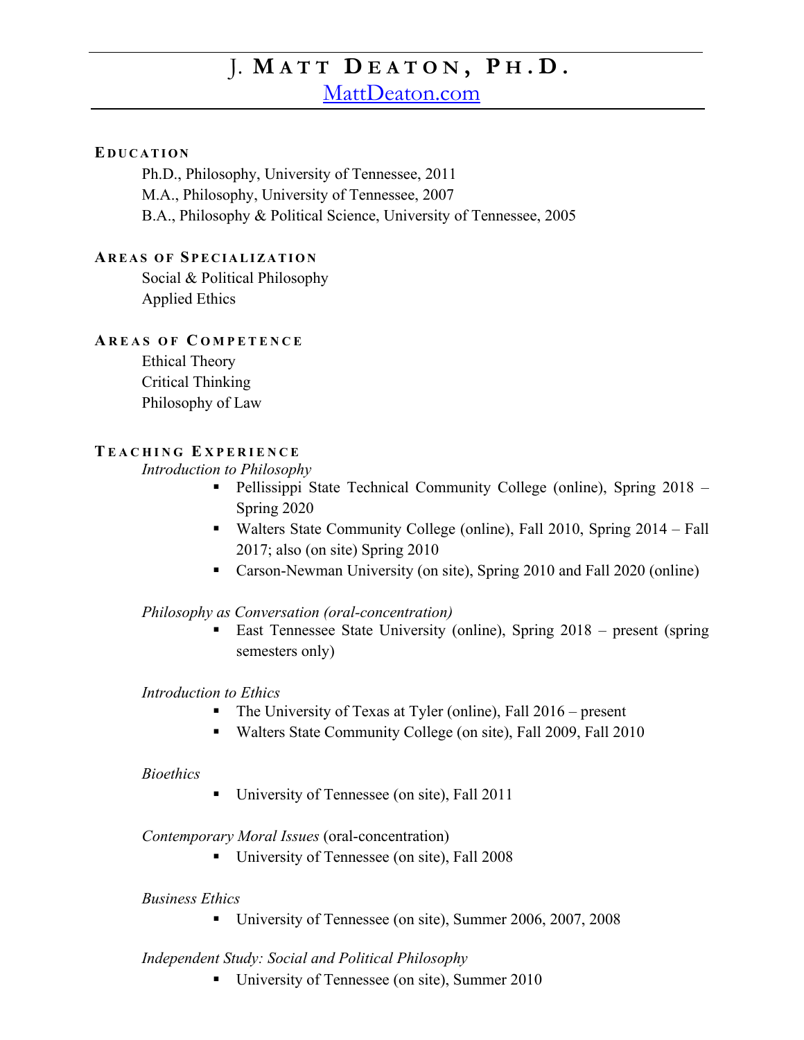# J. Matt Deaton, Ph.D.

[MattDeaton.com](MattDeaton.com)

## Education

Ph.D., Philosophy, University of Tennessee, 2011
M.A., Philosophy, University of Tennessee, 2007
B.A., Philosophy & Political Science, University of Tennessee, 2005

## Areas of Specialization

Social & Political Philosophy
Applied Ethics

## Areas of Competence

Ethical Theory
Critical Thinking
Philosophy of Law

## Teaching Experience

*Introduction to Philosophy*

- Pellissippi State Technical Community College (online), Spring 2018 – Spring 2020
- Walters State Community College (online), Fall 2010, Spring 2014 – Fall 2017; also (on site) Spring 2010
- Carson-Newman University (on site), Spring 2010 and Fall 2020 (online)

*Philosophy as Conversation (oral-concentration)*

- East Tennessee State University (online), Spring 2018 – present (spring semesters only)

*Introduction to Ethics*

- The University of Texas at Tyler (online), Fall 2016 – present
- Walters State Community College (on site), Fall 2009, Fall 2010

*Bioethics*

- University of Tennessee (on site), Fall 2011

*Contemporary Moral Issues* (oral-concentration)

- University of Tennessee (on site), Fall 2008

*Business Ethics*

- University of Tennessee (on site), Summer 2006, 2007, 2008

*Independent Study: Social and Political Philosophy*

- University of Tennessee (on site), Summer 2010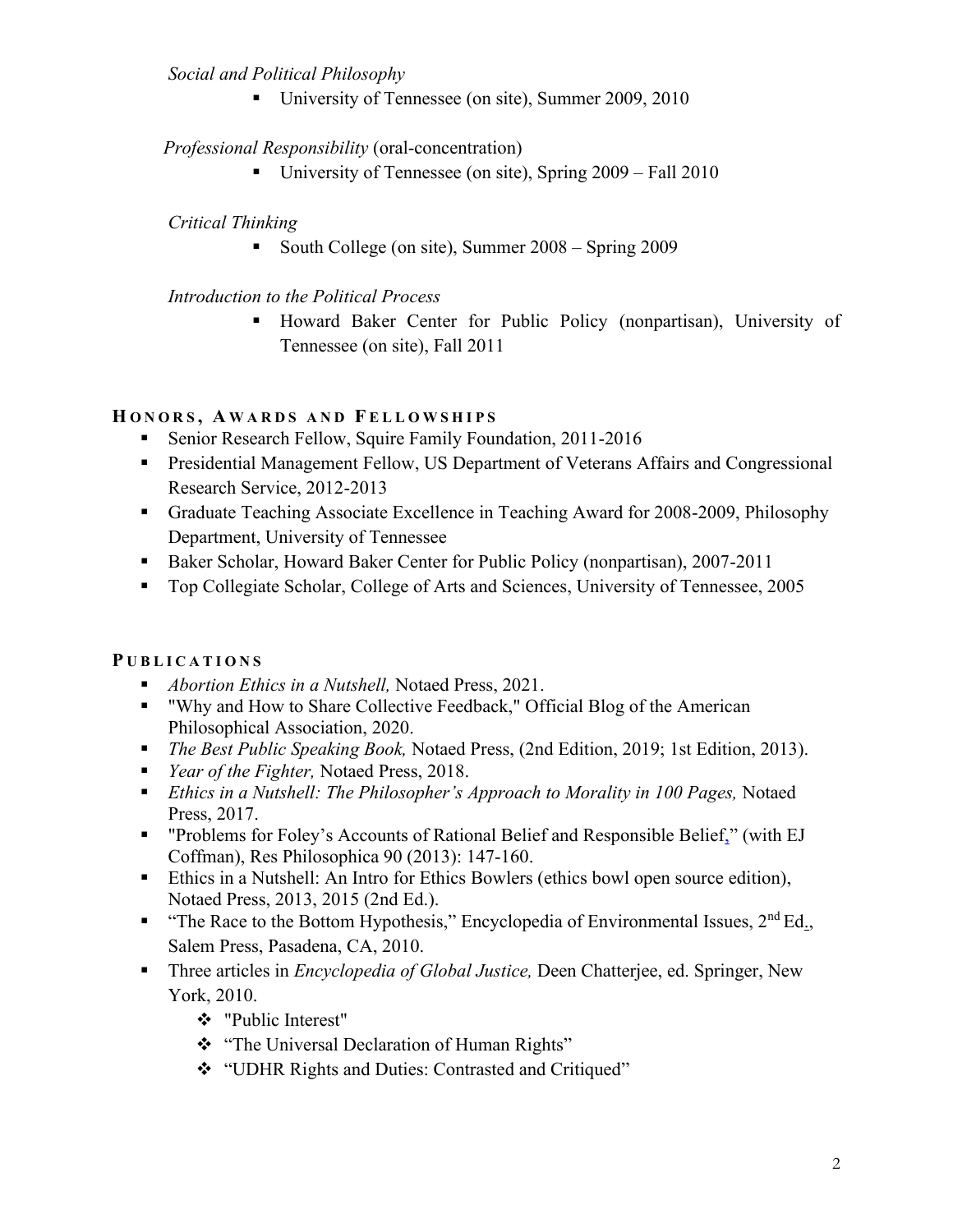*Social and Political Philosophy*

- University of Tennessee (on site), Summer 2009, 2010

*Professional Responsibility* (oral-concentration)

- University of Tennessee (on site), Spring 2009 – Fall 2010

*Critical Thinking*

- South College (on site), Summer 2008 – Spring 2009

*Introduction to the Political Process*

- Howard Baker Center for Public Policy (nonpartisan), University of Tennessee (on site), Fall 2011

## HONORS, AWARDS AND FELLOWSHIPS

- Senior Research Fellow, Squire Family Foundation, 2011-2016
- Presidential Management Fellow, US Department of Veterans Affairs and Congressional Research Service, 2012-2013
- Graduate Teaching Associate Excellence in Teaching Award for 2008-2009, Philosophy Department, University of Tennessee
- Baker Scholar, Howard Baker Center for Public Policy (nonpartisan), 2007-2011
- Top Collegiate Scholar, College of Arts and Sciences, University of Tennessee, 2005

## PUBLICATIONS

- *Abortion Ethics in a Nutshell,* Notaed Press, 2021.
- "Why and How to Share Collective Feedback," Official Blog of the American Philosophical Association, 2020.
- *The Best Public Speaking Book,* Notaed Press, (2nd Edition, 2019; 1st Edition, 2013).
- *Year of the Fighter,* Notaed Press, 2018.
- *Ethics in a Nutshell: The Philosopher's Approach to Morality in 100 Pages,* Notaed Press, 2017.
- "Problems for Foley's Accounts of Rational Belief and Responsible Belief," (with EJ Coffman), Res Philosophica 90 (2013): 147-160.
- Ethics in a Nutshell: An Intro for Ethics Bowlers (ethics bowl open source edition), Notaed Press, 2013, 2015 (2nd Ed.).
- "The Race to the Bottom Hypothesis," Encyclopedia of Environmental Issues, 2nd Ed., Salem Press, Pasadena, CA, 2010.
- Three articles in *Encyclopedia of Global Justice,* Deen Chatterjee, ed. Springer, New York, 2010.
  - "Public Interest"
  - "The Universal Declaration of Human Rights"
  - "UDHR Rights and Duties: Contrasted and Critiqued"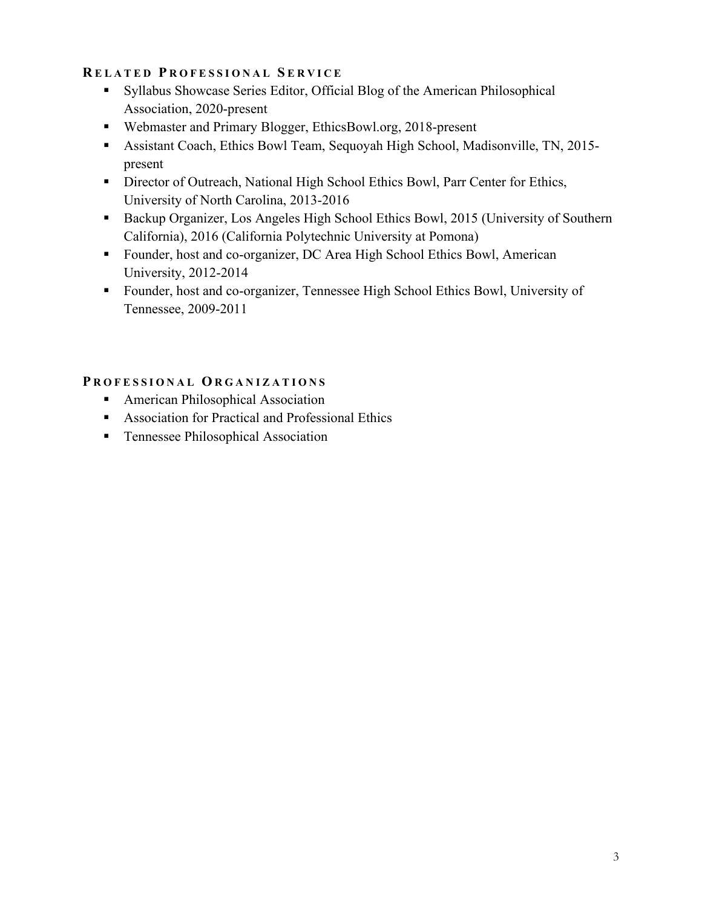## Related Professional Service

- Syllabus Showcase Series Editor, Official Blog of the American Philosophical Association, 2020-present
- Webmaster and Primary Blogger, EthicsBowl.org, 2018-present
- Assistant Coach, Ethics Bowl Team, Sequoyah High School, Madisonville, TN, 2015-present
- Director of Outreach, National High School Ethics Bowl, Parr Center for Ethics, University of North Carolina, 2013-2016
- Backup Organizer, Los Angeles High School Ethics Bowl, 2015 (University of Southern California), 2016 (California Polytechnic University at Pomona)
- Founder, host and co-organizer, DC Area High School Ethics Bowl, American University, 2012-2014
- Founder, host and co-organizer, Tennessee High School Ethics Bowl, University of Tennessee, 2009-2011

## Professional Organizations

- American Philosophical Association
- Association for Practical and Professional Ethics
- Tennessee Philosophical Association